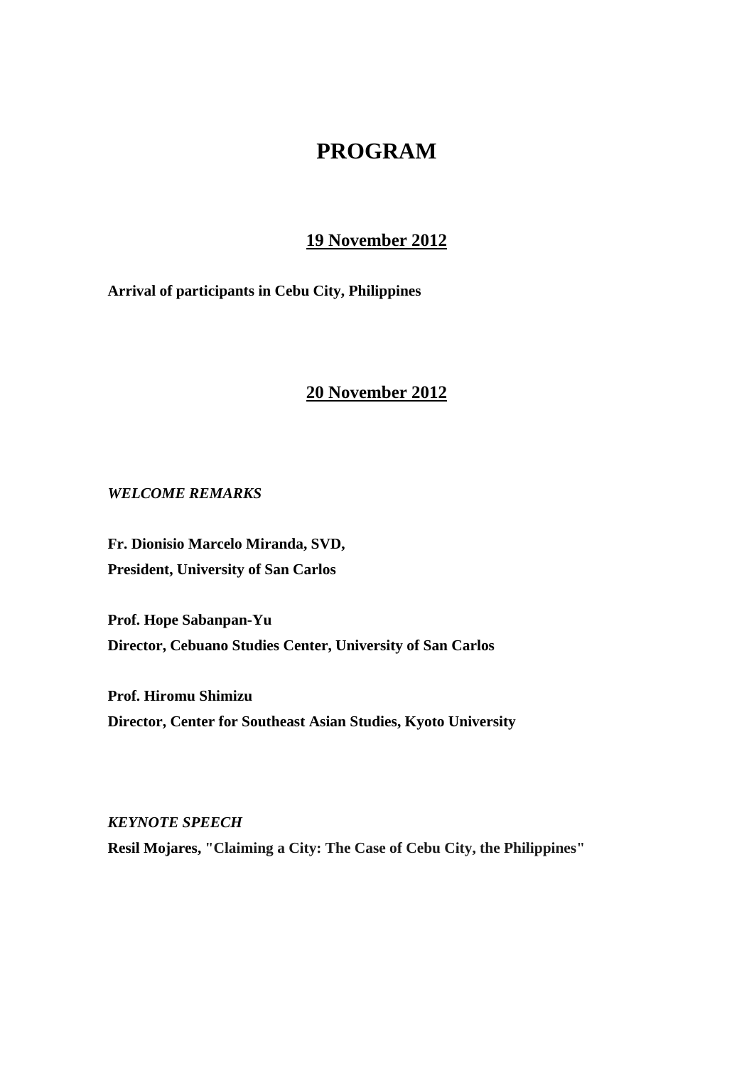# PROGRAM

## 19 November 2012

**Arrival of participants in Cebu City, Philippines**

## 20 November 2012

***WELCOME REMARKS***

**Fr. Dionisio Marcelo Miranda, SVD,**
**President, University of San Carlos**

**Prof. Hope Sabanpan-Yu**
**Director, Cebuano Studies Center, University of San Carlos**

**Prof. Hiromu Shimizu**
**Director, Center for Southeast Asian Studies, Kyoto University**

***KEYNOTE SPEECH***
**Resil Mojares, "Claiming a City: The Case of Cebu City, the Philippines"**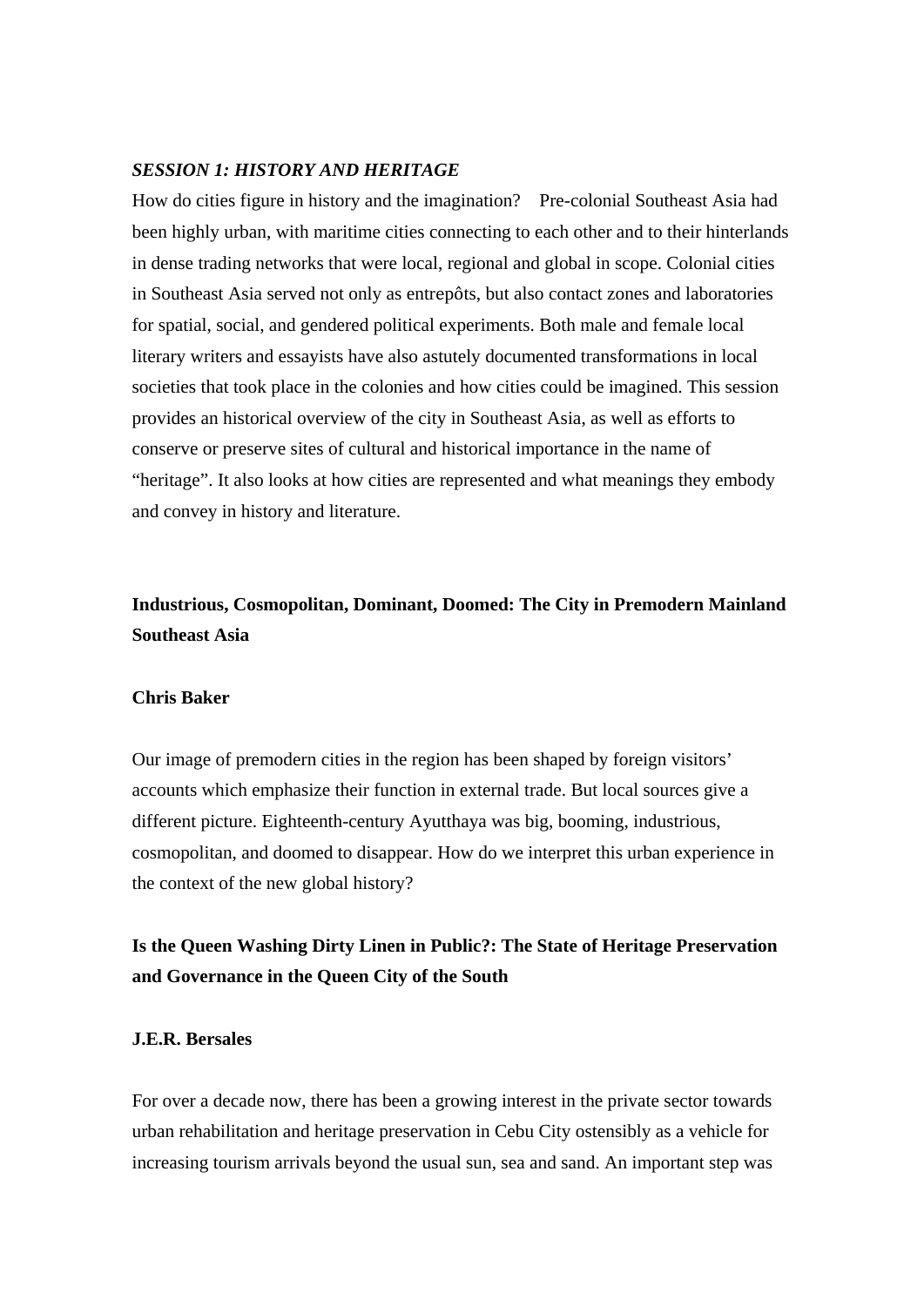***SESSION 1: HISTORY AND HERITAGE***

How do cities figure in history and the imagination?  Pre-colonial Southeast Asia had been highly urban, with maritime cities connecting to each other and to their hinterlands in dense trading networks that were local, regional and global in scope. Colonial cities in Southeast Asia served not only as entrepôts, but also contact zones and laboratories for spatial, social, and gendered political experiments. Both male and female local literary writers and essayists have also astutely documented transformations in local societies that took place in the colonies and how cities could be imagined. This session provides an historical overview of the city in Southeast Asia, as well as efforts to conserve or preserve sites of cultural and historical importance in the name of "heritage". It also looks at how cities are represented and what meanings they embody and convey in history and literature.

**Industrious, Cosmopolitan, Dominant, Doomed: The City in Premodern Mainland Southeast Asia**

**Chris Baker**

Our image of premodern cities in the region has been shaped by foreign visitors' accounts which emphasize their function in external trade. But local sources give a different picture. Eighteenth-century Ayutthaya was big, booming, industrious, cosmopolitan, and doomed to disappear. How do we interpret this urban experience in the context of the new global history?

**Is the Queen Washing Dirty Linen in Public?: The State of Heritage Preservation and Governance in the Queen City of the South**

**J.E.R. Bersales**

For over a decade now, there has been a growing interest in the private sector towards urban rehabilitation and heritage preservation in Cebu City ostensibly as a vehicle for increasing tourism arrivals beyond the usual sun, sea and sand. An important step was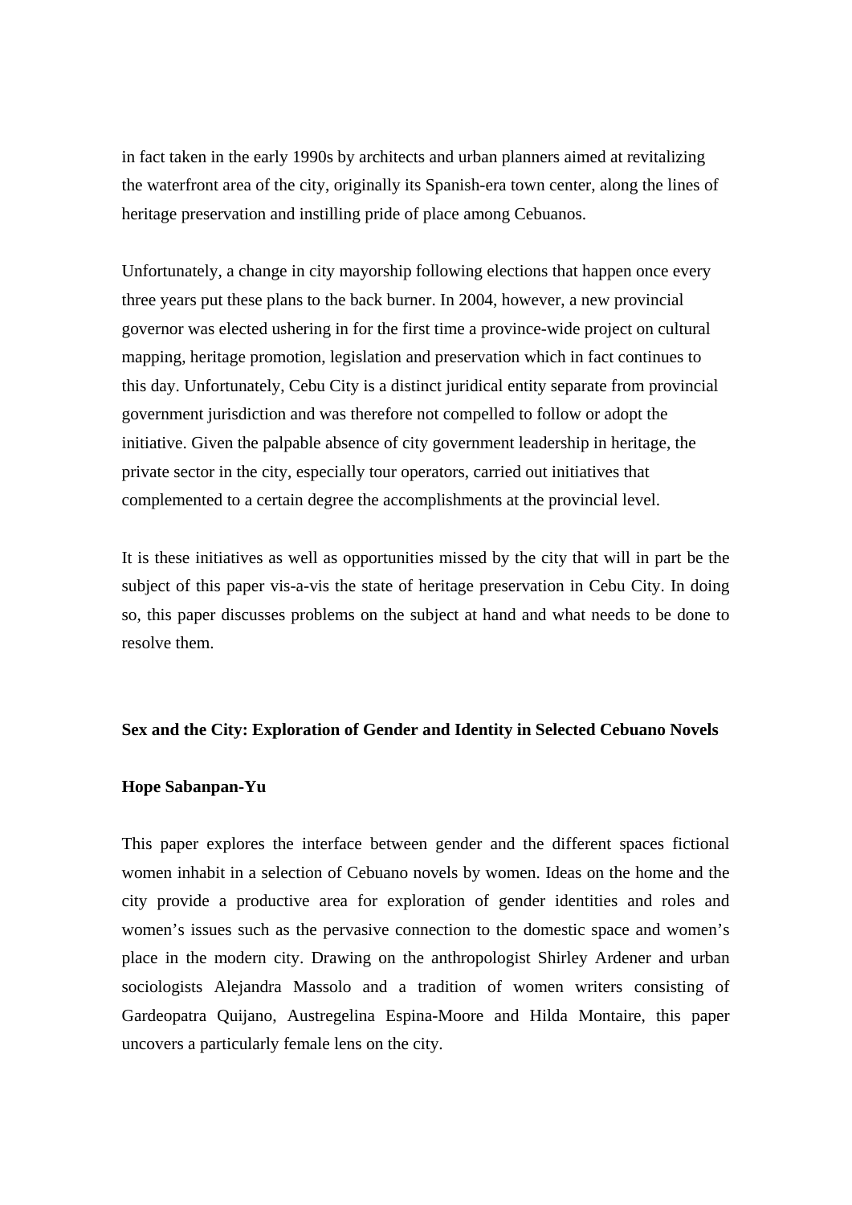in fact taken in the early 1990s by architects and urban planners aimed at revitalizing the waterfront area of the city, originally its Spanish-era town center, along the lines of heritage preservation and instilling pride of place among Cebuanos.

Unfortunately, a change in city mayorship following elections that happen once every three years put these plans to the back burner. In 2004, however, a new provincial governor was elected ushering in for the first time a province-wide project on cultural mapping, heritage promotion, legislation and preservation which in fact continues to this day. Unfortunately, Cebu City is a distinct juridical entity separate from provincial government jurisdiction and was therefore not compelled to follow or adopt the initiative. Given the palpable absence of city government leadership in heritage, the private sector in the city, especially tour operators, carried out initiatives that complemented to a certain degree the accomplishments at the provincial level.

It is these initiatives as well as opportunities missed by the city that will in part be the subject of this paper vis-a-vis the state of heritage preservation in Cebu City. In doing so, this paper discusses problems on the subject at hand and what needs to be done to resolve them.

**Sex and the City: Exploration of Gender and Identity in Selected Cebuano Novels**

**Hope Sabanpan-Yu**

This paper explores the interface between gender and the different spaces fictional women inhabit in a selection of Cebuano novels by women. Ideas on the home and the city provide a productive area for exploration of gender identities and roles and women's issues such as the pervasive connection to the domestic space and women's place in the modern city. Drawing on the anthropologist Shirley Ardener and urban sociologists Alejandra Massolo and a tradition of women writers consisting of Gardeopatra Quijano, Austregelina Espina-Moore and Hilda Montaire, this paper uncovers a particularly female lens on the city.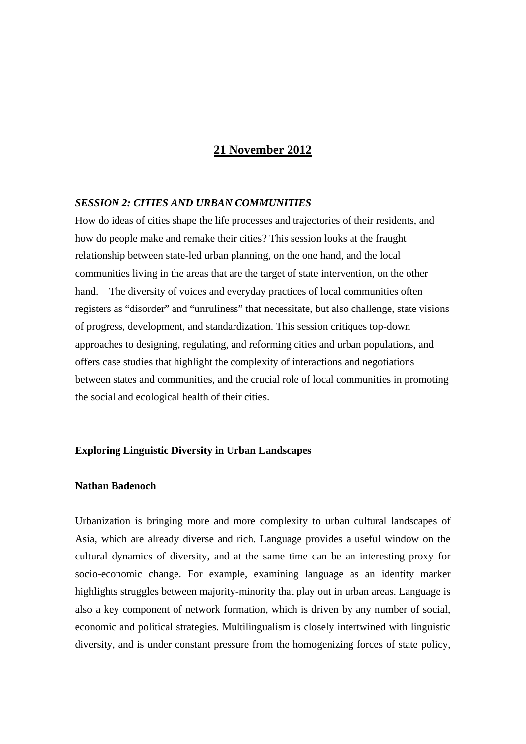## 21 November 2012

***SESSION 2: CITIES AND URBAN COMMUNITIES***

How do ideas of cities shape the life processes and trajectories of their residents, and how do people make and remake their cities? This session looks at the fraught relationship between state-led urban planning, on the one hand, and the local communities living in the areas that are the target of state intervention, on the other hand. The diversity of voices and everyday practices of local communities often registers as "disorder" and "unruliness" that necessitate, but also challenge, state visions of progress, development, and standardization. This session critiques top-down approaches to designing, regulating, and reforming cities and urban populations, and offers case studies that highlight the complexity of interactions and negotiations between states and communities, and the crucial role of local communities in promoting the social and ecological health of their cities.

**Exploring Linguistic Diversity in Urban Landscapes**

**Nathan Badenoch**

Urbanization is bringing more and more complexity to urban cultural landscapes of Asia, which are already diverse and rich. Language provides a useful window on the cultural dynamics of diversity, and at the same time can be an interesting proxy for socio-economic change. For example, examining language as an identity marker highlights struggles between majority-minority that play out in urban areas. Language is also a key component of network formation, which is driven by any number of social, economic and political strategies. Multilingualism is closely intertwined with linguistic diversity, and is under constant pressure from the homogenizing forces of state policy,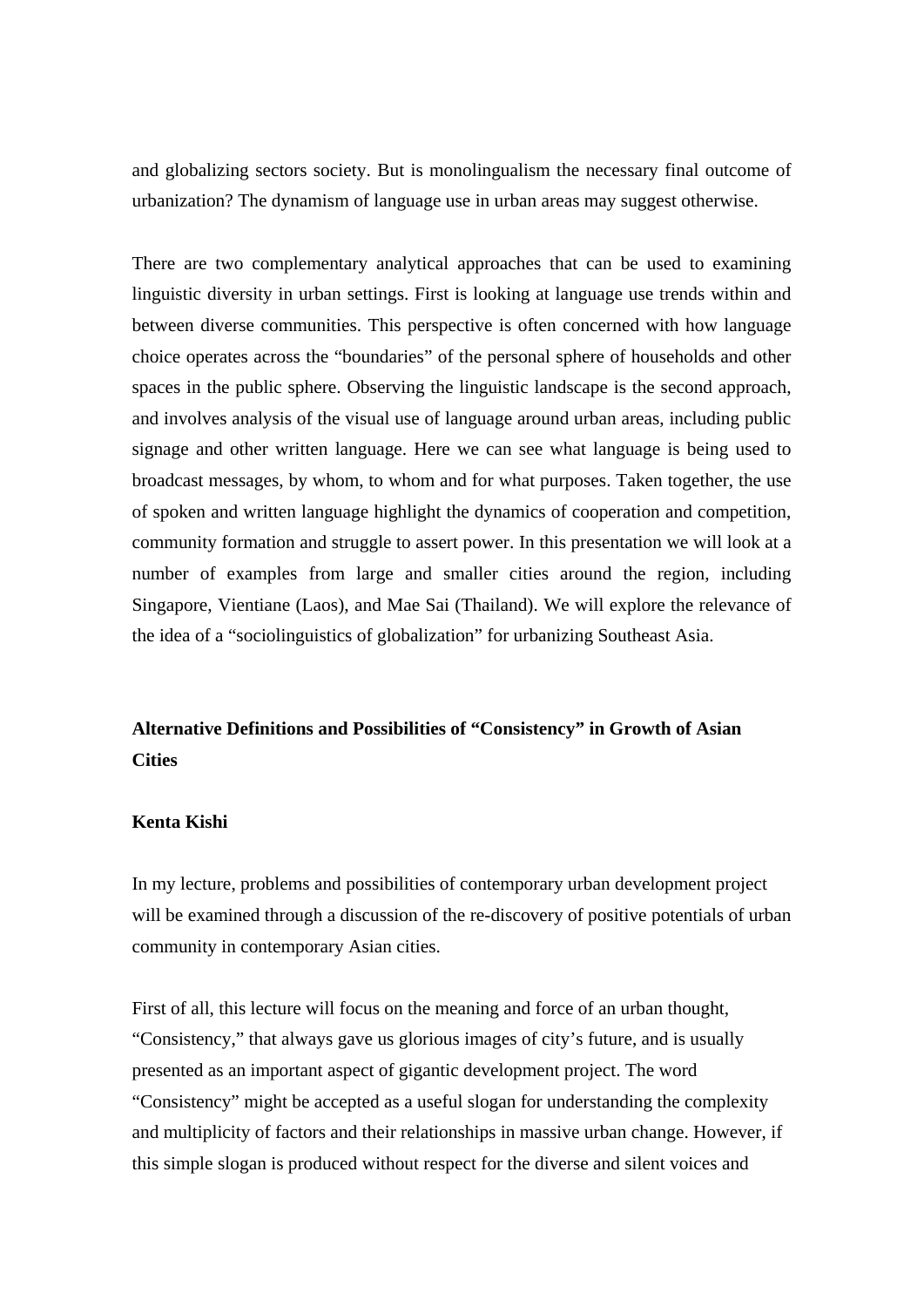and globalizing sectors society. But is monolingualism the necessary final outcome of urbanization? The dynamism of language use in urban areas may suggest otherwise.

There are two complementary analytical approaches that can be used to examining linguistic diversity in urban settings. First is looking at language use trends within and between diverse communities. This perspective is often concerned with how language choice operates across the "boundaries" of the personal sphere of households and other spaces in the public sphere. Observing the linguistic landscape is the second approach, and involves analysis of the visual use of language around urban areas, including public signage and other written language. Here we can see what language is being used to broadcast messages, by whom, to whom and for what purposes. Taken together, the use of spoken and written language highlight the dynamics of cooperation and competition, community formation and struggle to assert power. In this presentation we will look at a number of examples from large and smaller cities around the region, including Singapore, Vientiane (Laos), and Mae Sai (Thailand). We will explore the relevance of the idea of a "sociolinguistics of globalization" for urbanizing Southeast Asia.

## Alternative Definitions and Possibilities of "Consistency" in Growth of Asian Cities

**Kenta Kishi**

In my lecture, problems and possibilities of contemporary urban development project will be examined through a discussion of the re-discovery of positive potentials of urban community in contemporary Asian cities.

First of all, this lecture will focus on the meaning and force of an urban thought, "Consistency," that always gave us glorious images of city's future, and is usually presented as an important aspect of gigantic development project. The word "Consistency" might be accepted as a useful slogan for understanding the complexity and multiplicity of factors and their relationships in massive urban change. However, if this simple slogan is produced without respect for the diverse and silent voices and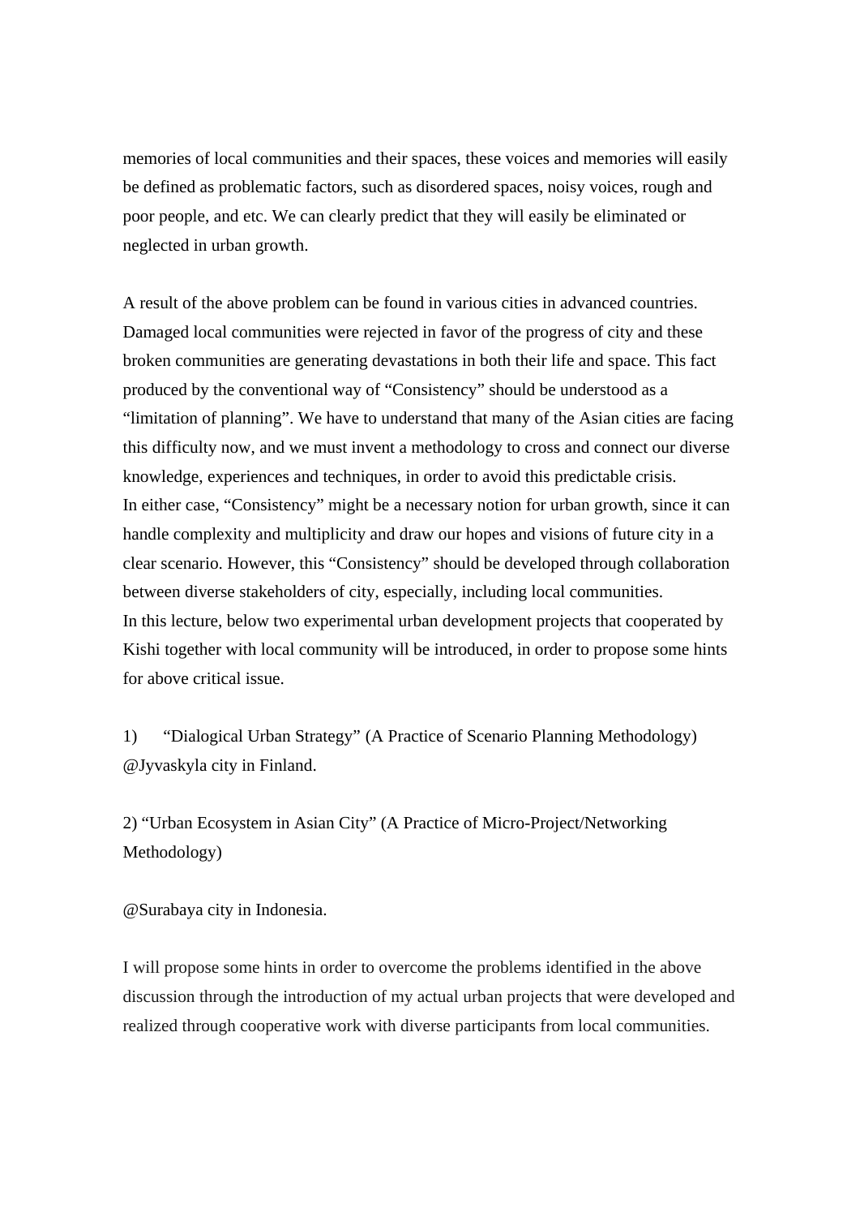memories of local communities and their spaces, these voices and memories will easily be defined as problematic factors, such as disordered spaces, noisy voices, rough and poor people, and etc. We can clearly predict that they will easily be eliminated or neglected in urban growth.

A result of the above problem can be found in various cities in advanced countries. Damaged local communities were rejected in favor of the progress of city and these broken communities are generating devastations in both their life and space. This fact produced by the conventional way of “Consistency” should be understood as a “limitation of planning”. We have to understand that many of the Asian cities are facing this difficulty now, and we must invent a methodology to cross and connect our diverse knowledge, experiences and techniques, in order to avoid this predictable crisis.
In either case, “Consistency” might be a necessary notion for urban growth, since it can handle complexity and multiplicity and draw our hopes and visions of future city in a clear scenario. However, this “Consistency” should be developed through collaboration between diverse stakeholders of city, especially, including local communities.
In this lecture, below two experimental urban development projects that cooperated by Kishi together with local community will be introduced, in order to propose some hints for above critical issue.

1) “Dialogical Urban Strategy” (A Practice of Scenario Planning Methodology) @Jyvaskyla city in Finland.

2) “Urban Ecosystem in Asian City” (A Practice of Micro-Project/Networking Methodology)

@Surabaya city in Indonesia.

I will propose some hints in order to overcome the problems identified in the above discussion through the introduction of my actual urban projects that were developed and realized through cooperative work with diverse participants from local communities.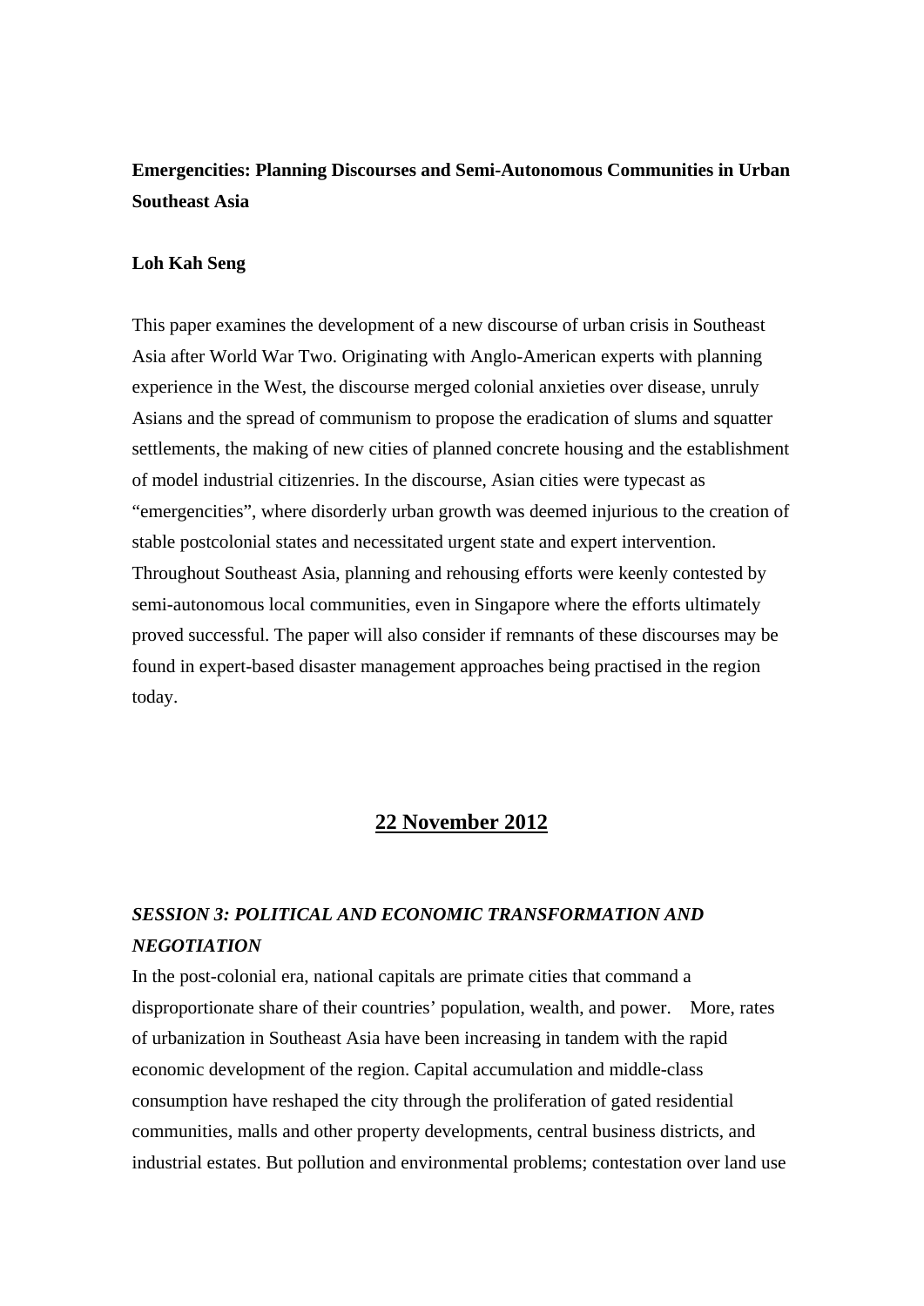**Emergencities: Planning Discourses and Semi-Autonomous Communities in Urban Southeast Asia**

**Loh Kah Seng**

This paper examines the development of a new discourse of urban crisis in Southeast Asia after World War Two. Originating with Anglo-American experts with planning experience in the West, the discourse merged colonial anxieties over disease, unruly Asians and the spread of communism to propose the eradication of slums and squatter settlements, the making of new cities of planned concrete housing and the establishment of model industrial citizenries. In the discourse, Asian cities were typecast as "emergencities", where disorderly urban growth was deemed injurious to the creation of stable postcolonial states and necessitated urgent state and expert intervention. Throughout Southeast Asia, planning and rehousing efforts were keenly contested by semi-autonomous local communities, even in Singapore where the efforts ultimately proved successful. The paper will also consider if remnants of these discourses may be found in expert-based disaster management approaches being practised in the region today.

## <u>22 November 2012</u>

### *SESSION 3: POLITICAL AND ECONOMIC TRANSFORMATION AND NEGOTIATION*

In the post-colonial era, national capitals are primate cities that command a disproportionate share of their countries' population, wealth, and power. More, rates of urbanization in Southeast Asia have been increasing in tandem with the rapid economic development of the region. Capital accumulation and middle-class consumption have reshaped the city through the proliferation of gated residential communities, malls and other property developments, central business districts, and industrial estates. But pollution and environmental problems; contestation over land use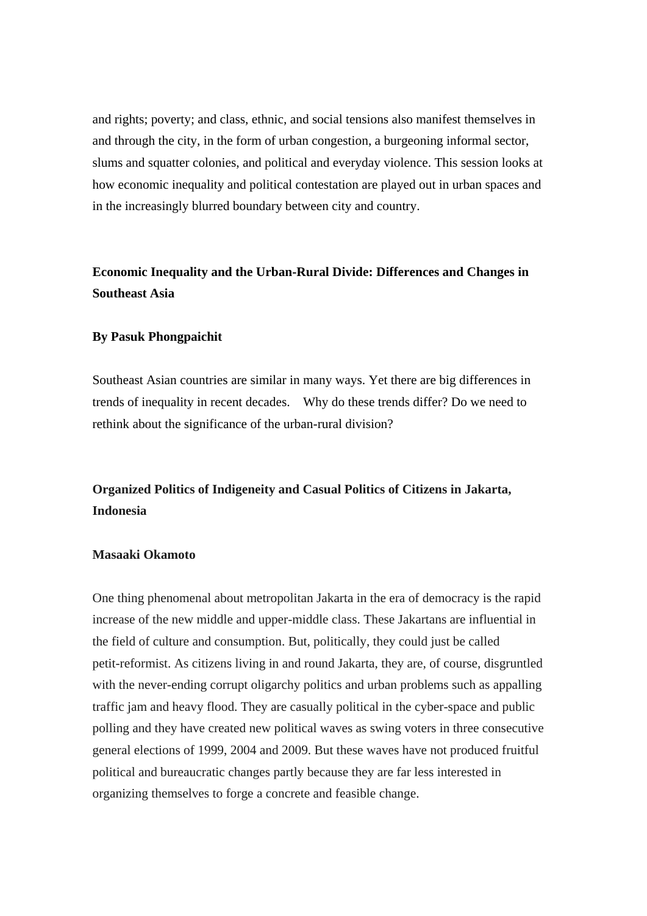and rights; poverty; and class, ethnic, and social tensions also manifest themselves in and through the city, in the form of urban congestion, a burgeoning informal sector, slums and squatter colonies, and political and everyday violence. This session looks at how economic inequality and political contestation are played out in urban spaces and in the increasingly blurred boundary between city and country.

**Economic Inequality and the Urban-Rural Divide: Differences and Changes in Southeast Asia**

**By Pasuk Phongpaichit**

Southeast Asian countries are similar in many ways. Yet there are big differences in trends of inequality in recent decades. Why do these trends differ? Do we need to rethink about the significance of the urban-rural division?

**Organized Politics of Indigeneity and Casual Politics of Citizens in Jakarta, Indonesia**

**Masaaki Okamoto**

One thing phenomenal about metropolitan Jakarta in the era of democracy is the rapid increase of the new middle and upper-middle class. These Jakartans are influential in the field of culture and consumption. But, politically, they could just be called petit-reformist. As citizens living in and round Jakarta, they are, of course, disgruntled with the never-ending corrupt oligarchy politics and urban problems such as appalling traffic jam and heavy flood. They are casually political in the cyber-space and public polling and they have created new political waves as swing voters in three consecutive general elections of 1999, 2004 and 2009. But these waves have not produced fruitful political and bureaucratic changes partly because they are far less interested in organizing themselves to forge a concrete and feasible change.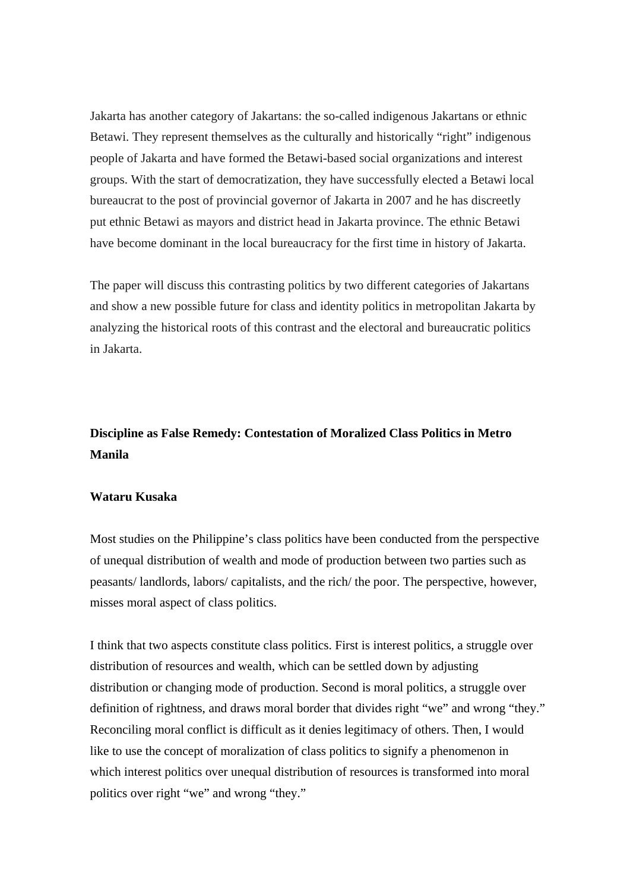Jakarta has another category of Jakartans: the so-called indigenous Jakartans or ethnic Betawi. They represent themselves as the culturally and historically "right" indigenous people of Jakarta and have formed the Betawi-based social organizations and interest groups. With the start of democratization, they have successfully elected a Betawi local bureaucrat to the post of provincial governor of Jakarta in 2007 and he has discreetly put ethnic Betawi as mayors and district head in Jakarta province. The ethnic Betawi have become dominant in the local bureaucracy for the first time in history of Jakarta.

The paper will discuss this contrasting politics by two different categories of Jakartans and show a new possible future for class and identity politics in metropolitan Jakarta by analyzing the historical roots of this contrast and the electoral and bureaucratic politics in Jakarta.

**Discipline as False Remedy: Contestation of Moralized Class Politics in Metro Manila**

**Wataru Kusaka**

Most studies on the Philippine's class politics have been conducted from the perspective of unequal distribution of wealth and mode of production between two parties such as peasants/ landlords, labors/ capitalists, and the rich/ the poor. The perspective, however, misses moral aspect of class politics.

I think that two aspects constitute class politics. First is interest politics, a struggle over distribution of resources and wealth, which can be settled down by adjusting distribution or changing mode of production. Second is moral politics, a struggle over definition of rightness, and draws moral border that divides right "we" and wrong "they." Reconciling moral conflict is difficult as it denies legitimacy of others. Then, I would like to use the concept of moralization of class politics to signify a phenomenon in which interest politics over unequal distribution of resources is transformed into moral politics over right "we" and wrong "they."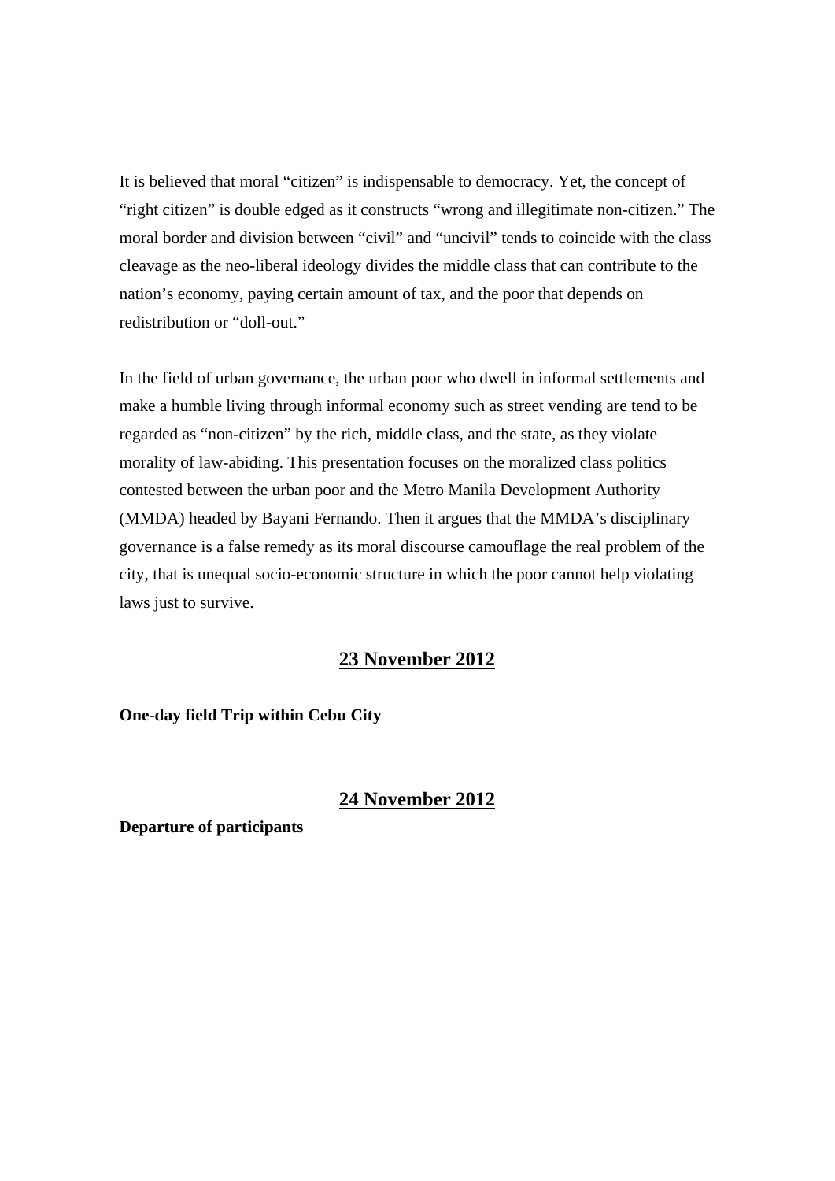It is believed that moral "citizen" is indispensable to democracy. Yet, the concept of "right citizen" is double edged as it constructs "wrong and illegitimate non-citizen." The moral border and division between "civil" and "uncivil" tends to coincide with the class cleavage as the neo-liberal ideology divides the middle class that can contribute to the nation's economy, paying certain amount of tax, and the poor that depends on redistribution or "doll-out."

In the field of urban governance, the urban poor who dwell in informal settlements and make a humble living through informal economy such as street vending are tend to be regarded as "non-citizen" by the rich, middle class, and the state, as they violate morality of law-abiding. This presentation focuses on the moralized class politics contested between the urban poor and the Metro Manila Development Authority (MMDA) headed by Bayani Fernando. Then it argues that the MMDA's disciplinary governance is a false remedy as its moral discourse camouflage the real problem of the city, that is unequal socio-economic structure in which the poor cannot help violating laws just to survive.

## 23 November 2012

**One-day field Trip within Cebu City**

## 24 November 2012

**Departure of participants**